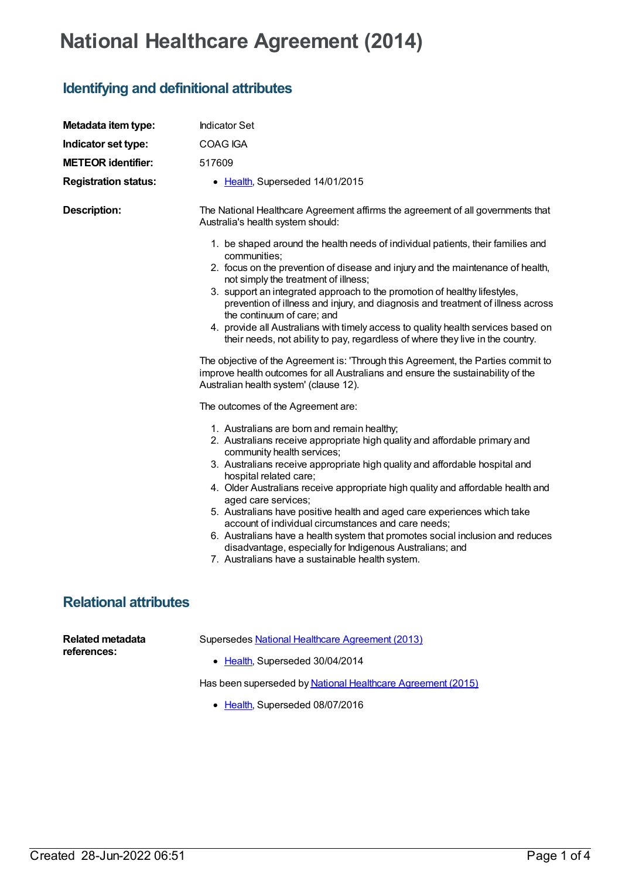# National Healthcare Agreement (2014)

## Identifying and definitional attributes

**Metadata item type:** Indicator Set

**Indicator set type:** COAG IGA

**METEOR identifier:** 517609

**Registration status:**

- Health, Superseded 14/01/2015

**Description:**

The National Healthcare Agreement affirms the agreement of all governments that Australia's health system should:

1. be shaped around the health needs of individual patients, their families and communities;
2. focus on the prevention of disease and injury and the maintenance of health, not simply the treatment of illness;
3. support an integrated approach to the promotion of healthy lifestyles, prevention of illness and injury, and diagnosis and treatment of illness across the continuum of care; and
4. provide all Australians with timely access to quality health services based on their needs, not ability to pay, regardless of where they live in the country.

The objective of the Agreement is: 'Through this Agreement, the Parties commit to improve health outcomes for all Australians and ensure the sustainability of the Australian health system' (clause 12).

The outcomes of the Agreement are:

1. Australians are born and remain healthy;
2. Australians receive appropriate high quality and affordable primary and community health services;
3. Australians receive appropriate high quality and affordable hospital and hospital related care;
4. Older Australians receive appropriate high quality and affordable health and aged care services;
5. Australians have positive health and aged care experiences which take account of individual circumstances and care needs;
6. Australians have a health system that promotes social inclusion and reduces disadvantage, especially for Indigenous Australians; and
7. Australians have a sustainable health system.

## Relational attributes

**Related metadata references:**

Supersedes National Healthcare Agreement (2013)

- Health, Superseded 30/04/2014

Has been superseded by National Healthcare Agreement (2015)

- Health, Superseded 08/07/2016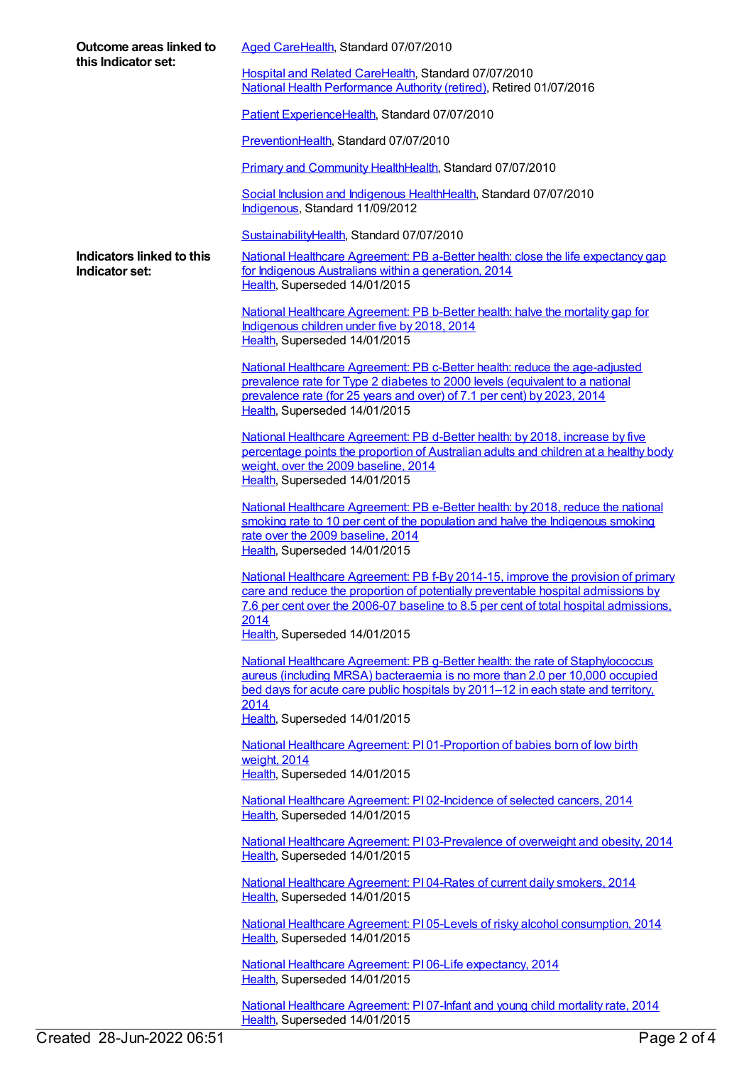**Outcome areas linked to this Indicator set:**

Aged CareHealth, Standard 07/07/2010

Hospital and Related CareHealth, Standard 07/07/2010
National Health Performance Authority (retired), Retired 01/07/2016

Patient ExperienceHealth, Standard 07/07/2010

PreventionHealth, Standard 07/07/2010

Primary and Community HealthHealth, Standard 07/07/2010

Social Inclusion and Indigenous HealthHealth, Standard 07/07/2010
Indigenous, Standard 11/09/2012

SustainabilityHealth, Standard 07/07/2010

**Indicators linked to this Indicator set:**

National Healthcare Agreement: PB a-Better health: close the life expectancy gap for Indigenous Australians within a generation, 2014
Health, Superseded 14/01/2015

National Healthcare Agreement: PB b-Better health: halve the mortality gap for Indigenous children under five by 2018, 2014
Health, Superseded 14/01/2015

National Healthcare Agreement: PB c-Better health: reduce the age-adjusted prevalence rate for Type 2 diabetes to 2000 levels (equivalent to a national prevalence rate (for 25 years and over) of 7.1 per cent) by 2023, 2014
Health, Superseded 14/01/2015

National Healthcare Agreement: PB d-Better health: by 2018, increase by five percentage points the proportion of Australian adults and children at a healthy body weight, over the 2009 baseline, 2014
Health, Superseded 14/01/2015

National Healthcare Agreement: PB e-Better health: by 2018, reduce the national smoking rate to 10 per cent of the population and halve the Indigenous smoking rate over the 2009 baseline, 2014
Health, Superseded 14/01/2015

National Healthcare Agreement: PB f-By 2014-15, improve the provision of primary care and reduce the proportion of potentially preventable hospital admissions by 7.6 per cent over the 2006-07 baseline to 8.5 per cent of total hospital admissions, 2014
Health, Superseded 14/01/2015

National Healthcare Agreement: PB g-Better health: the rate of Staphylococcus aureus (including MRSA) bacteraemia is no more than 2.0 per 10,000 occupied bed days for acute care public hospitals by 2011–12 in each state and territory, 2014
Health, Superseded 14/01/2015

National Healthcare Agreement: PI 01-Proportion of babies born of low birth weight, 2014
Health, Superseded 14/01/2015

National Healthcare Agreement: PI 02-Incidence of selected cancers, 2014
Health, Superseded 14/01/2015

National Healthcare Agreement: PI 03-Prevalence of overweight and obesity, 2014
Health, Superseded 14/01/2015

National Healthcare Agreement: PI 04-Rates of current daily smokers, 2014
Health, Superseded 14/01/2015

National Healthcare Agreement: PI 05-Levels of risky alcohol consumption, 2014
Health, Superseded 14/01/2015

National Healthcare Agreement: PI 06-Life expectancy, 2014
Health, Superseded 14/01/2015

National Healthcare Agreement: PI 07-Infant and young child mortality rate, 2014
Health, Superseded 14/01/2015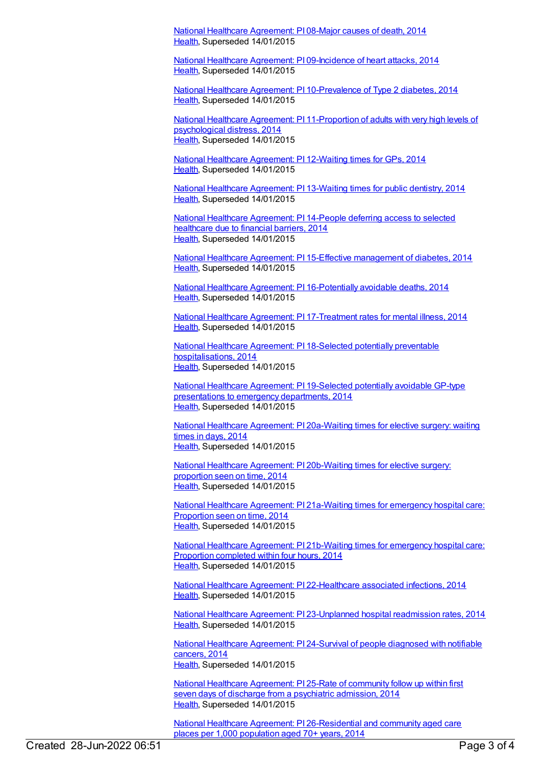National Healthcare Agreement: PI 08-Major causes of death, 2014
Health, Superseded 14/01/2015

National Healthcare Agreement: PI 09-Incidence of heart attacks, 2014
Health, Superseded 14/01/2015

National Healthcare Agreement: PI 10-Prevalence of Type 2 diabetes, 2014
Health, Superseded 14/01/2015

National Healthcare Agreement: PI 11-Proportion of adults with very high levels of psychological distress, 2014
Health, Superseded 14/01/2015

National Healthcare Agreement: PI 12-Waiting times for GPs, 2014
Health, Superseded 14/01/2015

National Healthcare Agreement: PI 13-Waiting times for public dentistry, 2014
Health, Superseded 14/01/2015

National Healthcare Agreement: PI 14-People deferring access to selected healthcare due to financial barriers, 2014
Health, Superseded 14/01/2015

National Healthcare Agreement: PI 15-Effective management of diabetes, 2014
Health, Superseded 14/01/2015

National Healthcare Agreement: PI 16-Potentially avoidable deaths, 2014
Health, Superseded 14/01/2015

National Healthcare Agreement: PI 17-Treatment rates for mental illness, 2014
Health, Superseded 14/01/2015

National Healthcare Agreement: PI 18-Selected potentially preventable hospitalisations, 2014
Health, Superseded 14/01/2015

National Healthcare Agreement: PI 19-Selected potentially avoidable GP-type presentations to emergency departments, 2014
Health, Superseded 14/01/2015

National Healthcare Agreement: PI 20a-Waiting times for elective surgery: waiting times in days, 2014
Health, Superseded 14/01/2015

National Healthcare Agreement: PI 20b-Waiting times for elective surgery: proportion seen on time, 2014
Health, Superseded 14/01/2015

National Healthcare Agreement: PI 21a-Waiting times for emergency hospital care: Proportion seen on time, 2014
Health, Superseded 14/01/2015

National Healthcare Agreement: PI 21b-Waiting times for emergency hospital care: Proportion completed within four hours, 2014
Health, Superseded 14/01/2015

National Healthcare Agreement: PI 22-Healthcare associated infections, 2014
Health, Superseded 14/01/2015

National Healthcare Agreement: PI 23-Unplanned hospital readmission rates, 2014
Health, Superseded 14/01/2015

National Healthcare Agreement: PI 24-Survival of people diagnosed with notifiable cancers, 2014
Health, Superseded 14/01/2015

National Healthcare Agreement: PI 25-Rate of community follow up within first seven days of discharge from a psychiatric admission, 2014
Health, Superseded 14/01/2015

National Healthcare Agreement: PI 26-Residential and community aged care places per 1,000 population aged 70+ years, 2014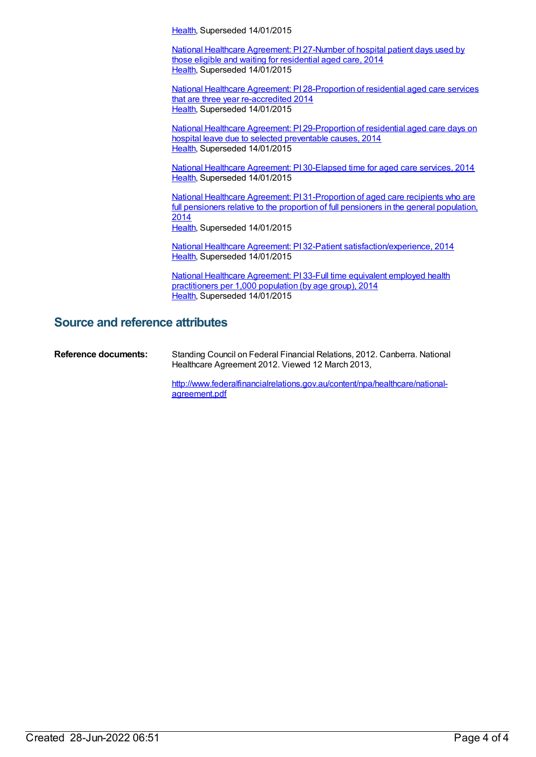Health, Superseded 14/01/2015

National Healthcare Agreement: PI 27-Number of hospital patient days used by those eligible and waiting for residential aged care, 2014
Health, Superseded 14/01/2015

National Healthcare Agreement: PI 28-Proportion of residential aged care services that are three year re-accredited 2014
Health, Superseded 14/01/2015

National Healthcare Agreement: PI 29-Proportion of residential aged care days on hospital leave due to selected preventable causes, 2014
Health, Superseded 14/01/2015

National Healthcare Agreement: PI 30-Elapsed time for aged care services, 2014
Health, Superseded 14/01/2015

National Healthcare Agreement: PI 31-Proportion of aged care recipients who are full pensioners relative to the proportion of full pensioners in the general population, 2014
Health, Superseded 14/01/2015

National Healthcare Agreement: PI 32-Patient satisfaction/experience, 2014
Health, Superseded 14/01/2015

National Healthcare Agreement: PI 33-Full time equivalent employed health practitioners per 1,000 population (by age group), 2014
Health, Superseded 14/01/2015

## Source and reference attributes

**Reference documents:** Standing Council on Federal Financial Relations, 2012. Canberra. National Healthcare Agreement 2012. Viewed 12 March 2013,

http://www.federalfinancialrelations.gov.au/content/npa/healthcare/national-agreement.pdf